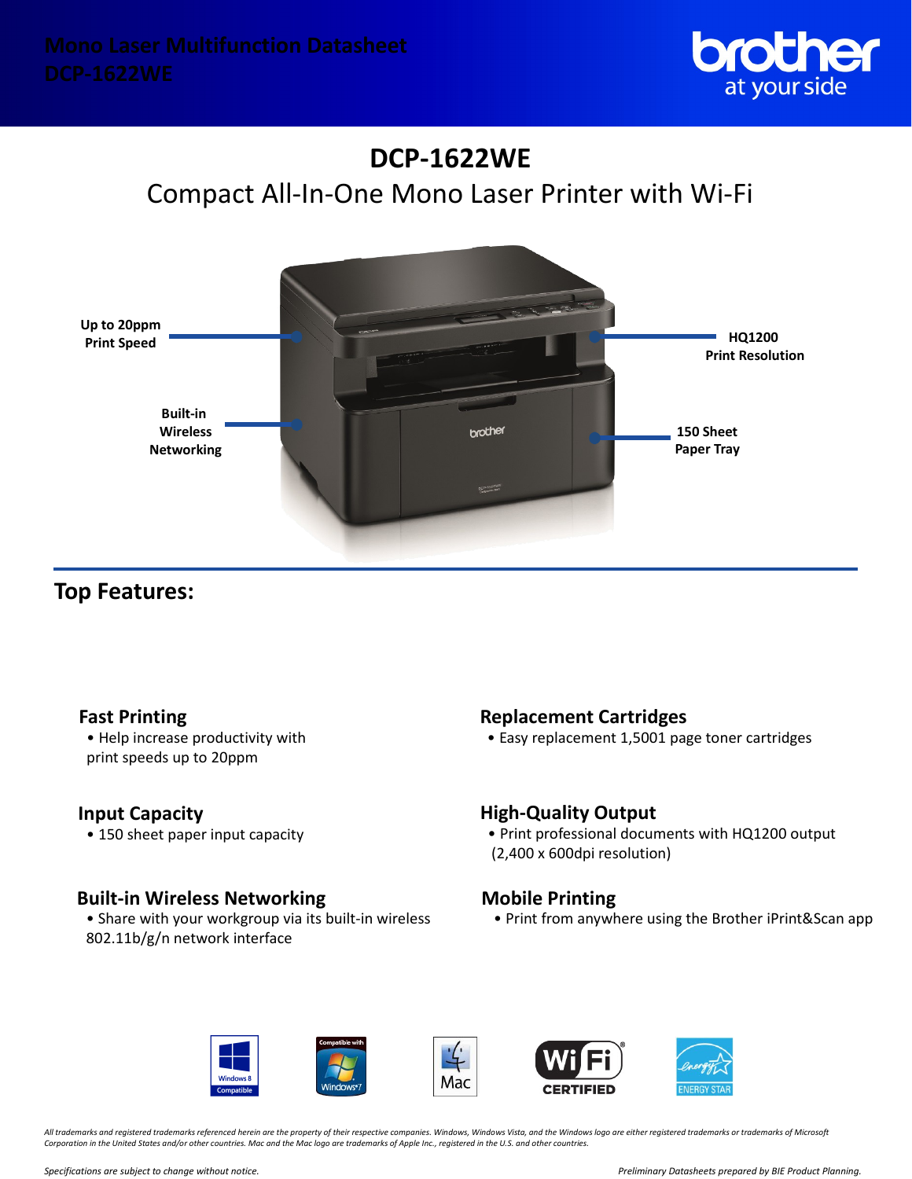# DCP-1622WE

## Compact All-In-One Mono Laser Printer with Wi-Fi

Up to 20ppm Print Speed

HQ1200 Print Resolution

Built-in Wireless Networking

150 Sheet Paper Tray

## Top Features:

### Fast Printing
- Help increase productivity with print speeds up to 20ppm

### Replacement Cartridges
- Easy replacement 1,5001 page toner cartridges

### Input Capacity
- 150 sheet paper input capacity

### High-Quality Output
- Print professional documents with HQ1200 output (2,400 x 600dpi resolution)

### Built-in Wireless Networking
- Share with your workgroup via its built-in wireless 802.11b/g/n network interface

### Mobile Printing
- Print from anywhere using the Brother iPrint&Scan app

*All trademarks and registered trademarks referenced herein are the property of their respective companies. Windows, Windows Vista, and the Windows logo are either registered trademarks or trademarks of Microsoft Corporation in the United States and/or other countries. Mac and the Mac logo are trademarks of Apple Inc., registered in the U.S. and other countries.*

*Specifications are subject to change without notice.*

*Preliminary Datasheets prepared by BIE Product Planning.*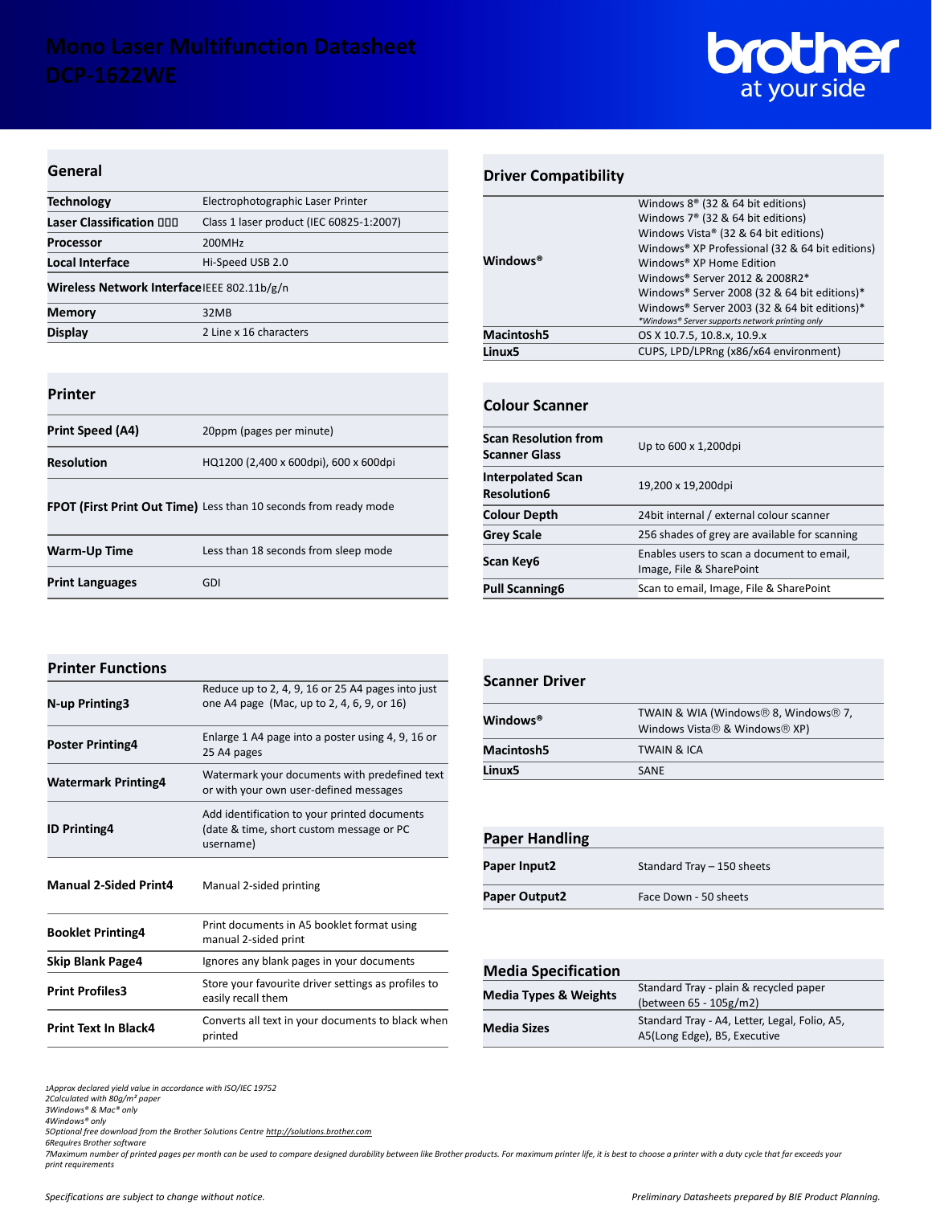# Mono Laser Multifunction Datasheet
# DCP-1622WE

## General

| | |
|---|---|
| **Technology** | Electrophotographic Laser Printer |
| **Laser Classification** | Class 1 laser product (IEC 60825-1:2007) |
| **Processor** | 200MHz |
| **Local Interface** | Hi-Speed USB 2.0 |
| **Wireless Network Interface** | IEEE 802.11b/g/n |
| **Memory** | 32MB |
| **Display** | 2 Line x 16 characters |

## Printer

| | |
|---|---|
| **Print Speed (A4)** | 20ppm (pages per minute) |
| **Resolution** | HQ1200 (2,400 x 600dpi), 600 x 600dpi |
| **FPOT (First Print Out Time)** | Less than 10 seconds from ready mode |
| **Warm-Up Time** | Less than 18 seconds from sleep mode |
| **Print Languages** | GDI |

## Printer Functions

| | |
|---|---|
| **N-up Printing3** | Reduce up to 2, 4, 9, 16 or 25 A4 pages into just one A4 page (Mac, up to 2, 4, 6, 9, or 16) |
| **Poster Printing4** | Enlarge 1 A4 page into a poster using 4, 9, 16 or 25 A4 pages |
| **Watermark Printing4** | Watermark your documents with predefined text or with your own user-defined messages |
| **ID Printing4** | Add identification to your printed documents (date & time, short custom message or PC username) |
| **Manual 2-Sided Print4** | Manual 2-sided printing |
| **Booklet Printing4** | Print documents in A5 booklet format using manual 2-sided print |
| **Skip Blank Page4** | Ignores any blank pages in your documents |
| **Print Profiles3** | Store your favourite driver settings as profiles to easily recall them |
| **Print Text In Black4** | Converts all text in your documents to black when printed |

## Driver Compatibility

| | |
|---|---|
| **Windows®** | Windows 8® (32 & 64 bit editions)<br>Windows 7® (32 & 64 bit editions)<br>Windows Vista® (32 & 64 bit editions)<br>Windows® XP Professional (32 & 64 bit editions)<br>Windows® XP Home Edition<br>Windows® Server 2012 & 2008R2*<br>Windows® Server 2008 (32 & 64 bit editions)*<br>Windows® Server 2003 (32 & 64 bit editions)*<br>*Windows® Server supports network printing only* |
| **Macintosh5** | OS X 10.7.5, 10.8.x, 10.9.x |
| **Linux5** | CUPS, LPD/LPRng (x86/x64 environment) |

## Colour Scanner

| | |
|---|---|
| **Scan Resolution from Scanner Glass** | Up to 600 x 1,200dpi |
| **Interpolated Scan Resolution6** | 19,200 x 19,200dpi |
| **Colour Depth** | 24bit internal / external colour scanner |
| **Grey Scale** | 256 shades of grey are available for scanning |
| **Scan Key6** | Enables users to scan a document to email, Image, File & SharePoint |
| **Pull Scanning6** | Scan to email, Image, File & SharePoint |

## Scanner Driver

| | |
|---|---|
| **Windows®** | TWAIN & WIA (Windows® 8, Windows® 7, Windows Vista® & Windows® XP) |
| **Macintosh5** | TWAIN & ICA |
| **Linux5** | SANE |

## Paper Handling

| | |
|---|---|
| **Paper Input2** | Standard Tray – 150 sheets |
| **Paper Output2** | Face Down - 50 sheets |

## Media Specification

| | |
|---|---|
| **Media Types & Weights** | Standard Tray - plain & recycled paper (between 65 - 105g/m2) |
| **Media Sizes** | Standard Tray - A4, Letter, Legal, Folio, A5, A5(Long Edge), B5, Executive |

*1Approx declared yield value in accordance with ISO/IEC 19752*
*2Calculated with 80g/m² paper*
*3Windows® & Mac® only*
*4Windows® only*
*5Optional free download from the Brother Solutions Centre http://solutions.brother.com*
*6Requires Brother software*
*7Maximum number of printed pages per month can be used to compare designed durability between like Brother products. For maximum printer life, it is best to choose a printer with a duty cycle that far exceeds your print requirements*

*Specifications are subject to change without notice.*

*Preliminary Datasheets prepared by BIE Product Planning.*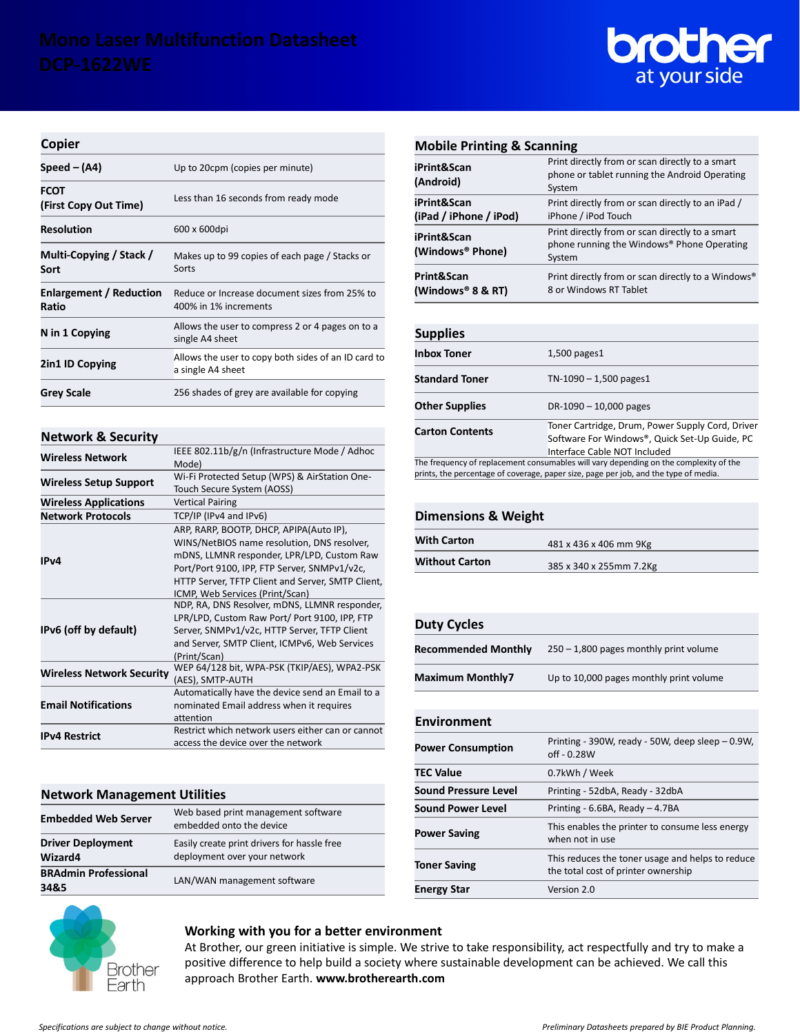# Mono Laser Multifunction Datasheet
# DCP-1622WE

## Copier

| | |
|---|---|
| **Speed – (A4)** | Up to 20cpm (copies per minute) |
| **FCOT (First Copy Out Time)** | Less than 16 seconds from ready mode |
| **Resolution** | 600 x 600dpi |
| **Multi-Copying / Stack / Sort** | Makes up to 99 copies of each page / Stacks or Sorts |
| **Enlargement / Reduction Ratio** | Reduce or Increase document sizes from 25% to 400% in 1% increments |
| **N in 1 Copying** | Allows the user to compress 2 or 4 pages on to a single A4 sheet |
| **2in1 ID Copying** | Allows the user to copy both sides of an ID card to a single A4 sheet |
| **Grey Scale** | 256 shades of grey are available for copying |

## Network & Security

| | |
|---|---|
| **Wireless Network** | IEEE 802.11b/g/n (Infrastructure Mode / Adhoc Mode) |
| **Wireless Setup Support** | Wi-Fi Protected Setup (WPS) & AirStation One-Touch Secure System (AOSS) |
| **Wireless Applications** | Vertical Pairing |
| **Network Protocols** | TCP/IP (IPv4 and IPv6) |
| **IPv4** | ARP, RARP, BOOTP, DHCP, APIPA(Auto IP), WINS/NetBIOS name resolution, DNS resolver, mDNS, LLMNR responder, LPR/LPD, Custom Raw Port/Port 9100, IPP, FTP Server, SNMPv1/v2c, HTTP Server, TFTP Client and Server, SMTP Client, ICMP, Web Services (Print/Scan) |
| **IPv6 (off by default)** | NDP, RA, DNS Resolver, mDNS, LLMNR responder, LPR/LPD, Custom Raw Port/ Port 9100, IPP, FTP Server, SNMPv1/v2c, HTTP Server, TFTP Client and Server, SMTP Client, ICMPv6, Web Services (Print/Scan) |
| **Wireless Network Security** | WEP 64/128 bit, WPA-PSK (TKIP/AES), WPA2-PSK (AES), SMTP-AUTH |
| **Email Notifications** | Automatically have the device send an Email to a nominated Email address when it requires attention |
| **IPv4 Restrict** | Restrict which network users either can or cannot access the device over the network |

## Network Management Utilities

| | |
|---|---|
| **Embedded Web Server** | Web based print management software embedded onto the device |
| **Driver Deployment Wizard4** | Easily create print drivers for hassle free deployment over your network |
| **BRAdmin Professional 34&5** | LAN/WAN management software |

## Mobile Printing & Scanning

| | |
|---|---|
| **iPrint&Scan (Android)** | Print directly from or scan directly to a smart phone or tablet running the Android Operating System |
| **iPrint&Scan (iPad / iPhone / iPod)** | Print directly from or scan directly to an iPad / iPhone / iPod Touch |
| **iPrint&Scan (Windows® Phone)** | Print directly from or scan directly to a smart phone running the Windows® Phone Operating System |
| **Print&Scan (Windows® 8 & RT)** | Print directly from or scan directly to a Windows® 8 or Windows RT Tablet |

## Supplies

| | |
|---|---|
| **Inbox Toner** | 1,500 pages1 |
| **Standard Toner** | TN-1090 – 1,500 pages1 |
| **Other Supplies** | DR-1090 – 10,000 pages |
| **Carton Contents** | Toner Cartridge, Drum, Power Supply Cord, Driver Software For Windows®, Quick Set-Up Guide, PC Interface Cable NOT Included |

The frequency of replacement consumables will vary depending on the complexity of the prints, the percentage of coverage, paper size, page per job, and the type of media.

## Dimensions & Weight

| | |
|---|---|
| **With Carton** | 481 x 436 x 406 mm 9Kg |
| **Without Carton** | 385 x 340 x 255mm 7.2Kg |

## Duty Cycles

| | |
|---|---|
| **Recommended Monthly** | 250 – 1,800 pages monthly print volume |
| **Maximum Monthly7** | Up to 10,000 pages monthly print volume |

## Environment

| | |
|---|---|
| **Power Consumption** | Printing - 390W, ready - 50W, deep sleep – 0.9W, off - 0.28W |
| **TEC Value** | 0.7kWh / Week |
| **Sound Pressure Level** | Printing - 52dbA, Ready - 32dbA |
| **Sound Power Level** | Printing - 6.6BA, Ready – 4.7BA |
| **Power Saving** | This enables the printer to consume less energy when not in use |
| **Toner Saving** | This reduces the toner usage and helps to reduce the total cost of printer ownership |
| **Energy Star** | Version 2.0 |

Brother Earth

### Working with you for a better environment

At Brother, our green initiative is simple. We strive to take responsibility, act respectfully and try to make a positive difference to help build a society where sustainable development can be achieved. We call this approach Brother Earth. **www.brotherearth.com**

*Specifications are subject to change without notice.*

*Preliminary Datasheets prepared by BIE Product Planning.*